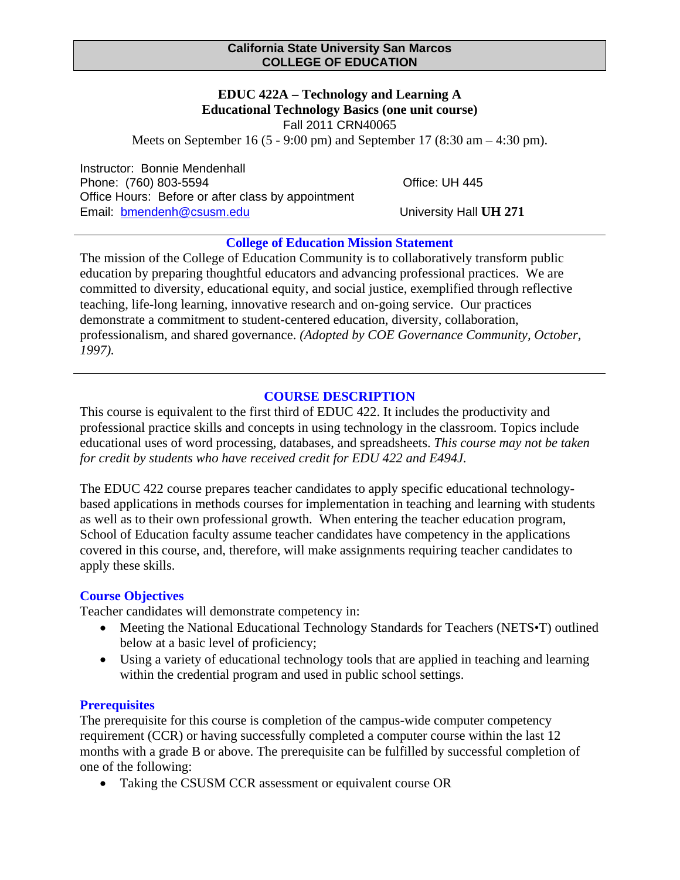**California State University San Marcos**
**COLLEGE OF EDUCATION**

# EDUC 422A – Technology and Learning A
## Educational Technology Basics (one unit course)

Fall 2011 CRN40065

Meets on September 16 (5 - 9:00 pm) and September 17 (8:30 am – 4:30 pm).

Instructor: Bonnie Mendenhall
Phone: (760) 803-5594 Office: UH 445
Office Hours: Before or after class by appointment
Email: bmendenh@csusm.edu University Hall **UH 271**

## College of Education Mission Statement

The mission of the College of Education Community is to collaboratively transform public education by preparing thoughtful educators and advancing professional practices. We are committed to diversity, educational equity, and social justice, exemplified through reflective teaching, life-long learning, innovative research and on-going service. Our practices demonstrate a commitment to student-centered education, diversity, collaboration, professionalism, and shared governance. *(Adopted by COE Governance Community, October, 1997).*

## COURSE DESCRIPTION

This course is equivalent to the first third of EDUC 422. It includes the productivity and professional practice skills and concepts in using technology in the classroom. Topics include educational uses of word processing, databases, and spreadsheets. *This course may not be taken for credit by students who have received credit for EDU 422 and E494J.*

The EDUC 422 course prepares teacher candidates to apply specific educational technology-based applications in methods courses for implementation in teaching and learning with students as well as to their own professional growth. When entering the teacher education program, School of Education faculty assume teacher candidates have competency in the applications covered in this course, and, therefore, will make assignments requiring teacher candidates to apply these skills.

### Course Objectives

Teacher candidates will demonstrate competency in:

- Meeting the National Educational Technology Standards for Teachers (NETS•T) outlined below at a basic level of proficiency;
- Using a variety of educational technology tools that are applied in teaching and learning within the credential program and used in public school settings.

### Prerequisites

The prerequisite for this course is completion of the campus-wide computer competency requirement (CCR) or having successfully completed a computer course within the last 12 months with a grade B or above. The prerequisite can be fulfilled by successful completion of one of the following:

- Taking the CSUSM CCR assessment or equivalent course OR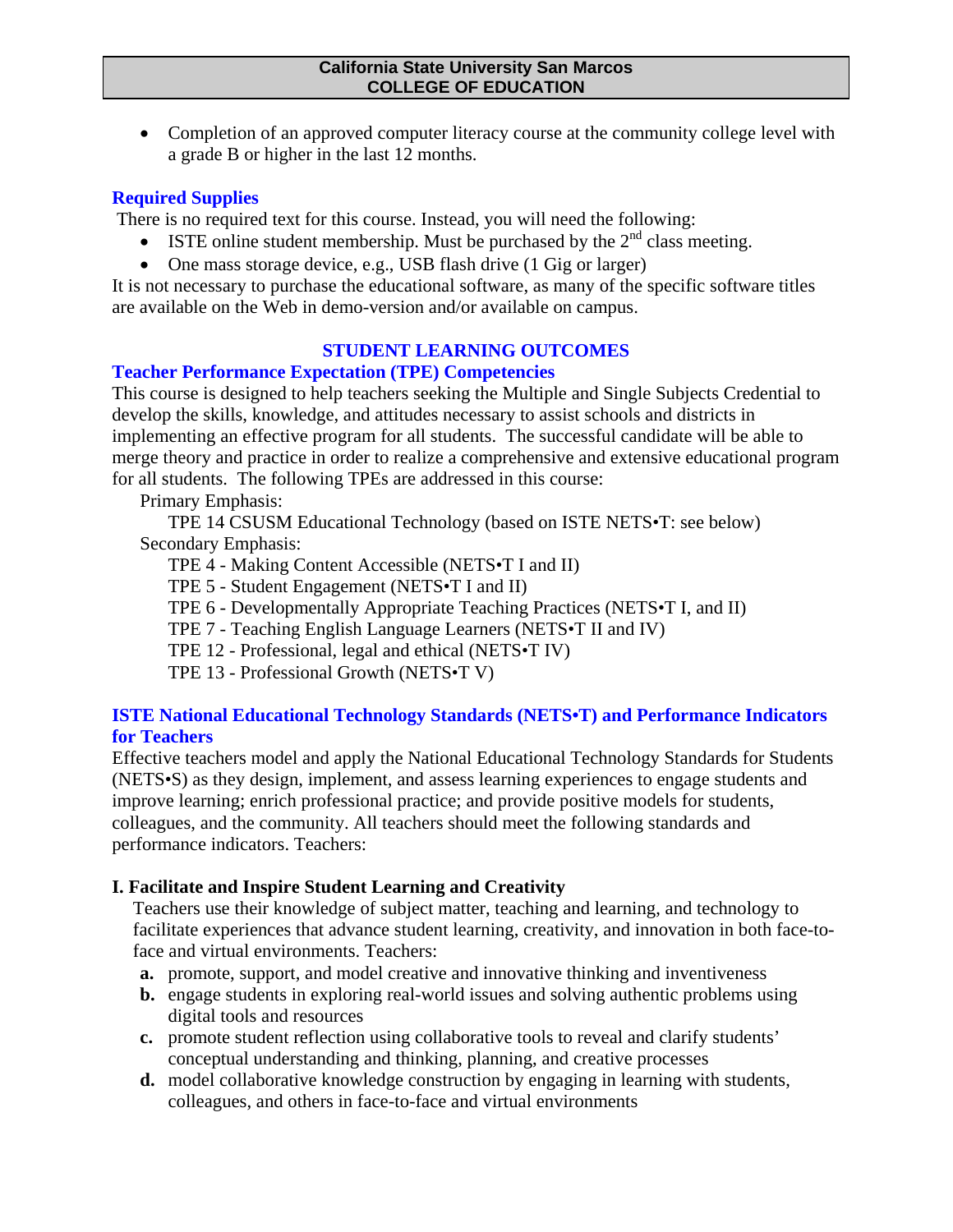- Completion of an approved computer literacy course at the community college level with a grade B or higher in the last 12 months.

### Required Supplies

There is no required text for this course. Instead, you will need the following:

- ISTE online student membership. Must be purchased by the 2nd class meeting.
- One mass storage device, e.g., USB flash drive (1 Gig or larger)

It is not necessary to purchase the educational software, as many of the specific software titles are available on the Web in demo-version and/or available on campus.

## STUDENT LEARNING OUTCOMES

### Teacher Performance Expectation (TPE) Competencies

This course is designed to help teachers seeking the Multiple and Single Subjects Credential to develop the skills, knowledge, and attitudes necessary to assist schools and districts in implementing an effective program for all students. The successful candidate will be able to merge theory and practice in order to realize a comprehensive and extensive educational program for all students. The following TPEs are addressed in this course:

Primary Emphasis:

TPE 14 CSUSM Educational Technology (based on ISTE NETS•T: see below)

Secondary Emphasis:

TPE 4 - Making Content Accessible (NETS•T I and II)
TPE 5 - Student Engagement (NETS•T I and II)
TPE 6 - Developmentally Appropriate Teaching Practices (NETS•T I, and II)
TPE 7 - Teaching English Language Learners (NETS•T II and IV)
TPE 12 - Professional, legal and ethical (NETS•T IV)
TPE 13 - Professional Growth (NETS•T V)

### ISTE National Educational Technology Standards (NETS•T) and Performance Indicators for Teachers

Effective teachers model and apply the National Educational Technology Standards for Students (NETS•S) as they design, implement, and assess learning experiences to engage students and improve learning; enrich professional practice; and provide positive models for students, colleagues, and the community. All teachers should meet the following standards and performance indicators. Teachers:

#### I. Facilitate and Inspire Student Learning and Creativity

Teachers use their knowledge of subject matter, teaching and learning, and technology to facilitate experiences that advance student learning, creativity, and innovation in both face-to-face and virtual environments. Teachers:

- **a.** promote, support, and model creative and innovative thinking and inventiveness
- **b.** engage students in exploring real-world issues and solving authentic problems using digital tools and resources
- **c.** promote student reflection using collaborative tools to reveal and clarify students' conceptual understanding and thinking, planning, and creative processes
- **d.** model collaborative knowledge construction by engaging in learning with students, colleagues, and others in face-to-face and virtual environments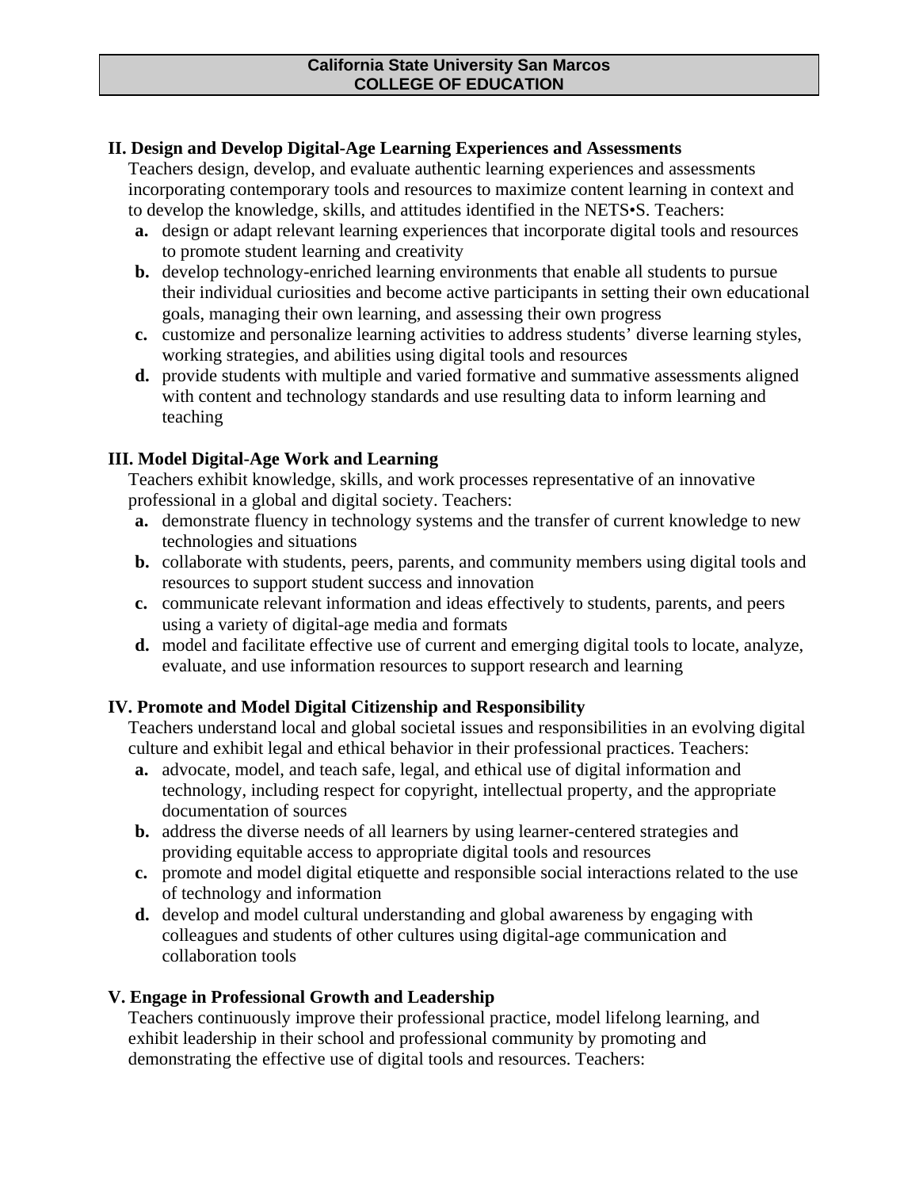**II. Design and Develop Digital-Age Learning Experiences and Assessments**

Teachers design, develop, and evaluate authentic learning experiences and assessments incorporating contemporary tools and resources to maximize content learning in context and to develop the knowledge, skills, and attitudes identified in the NETS•S. Teachers:

- **a.** design or adapt relevant learning experiences that incorporate digital tools and resources to promote student learning and creativity
- **b.** develop technology-enriched learning environments that enable all students to pursue their individual curiosities and become active participants in setting their own educational goals, managing their own learning, and assessing their own progress
- **c.** customize and personalize learning activities to address students' diverse learning styles, working strategies, and abilities using digital tools and resources
- **d.** provide students with multiple and varied formative and summative assessments aligned with content and technology standards and use resulting data to inform learning and teaching

**III. Model Digital-Age Work and Learning**

Teachers exhibit knowledge, skills, and work processes representative of an innovative professional in a global and digital society. Teachers:

- **a.** demonstrate fluency in technology systems and the transfer of current knowledge to new technologies and situations
- **b.** collaborate with students, peers, parents, and community members using digital tools and resources to support student success and innovation
- **c.** communicate relevant information and ideas effectively to students, parents, and peers using a variety of digital-age media and formats
- **d.** model and facilitate effective use of current and emerging digital tools to locate, analyze, evaluate, and use information resources to support research and learning

**IV. Promote and Model Digital Citizenship and Responsibility**

Teachers understand local and global societal issues and responsibilities in an evolving digital culture and exhibit legal and ethical behavior in their professional practices. Teachers:

- **a.** advocate, model, and teach safe, legal, and ethical use of digital information and technology, including respect for copyright, intellectual property, and the appropriate documentation of sources
- **b.** address the diverse needs of all learners by using learner-centered strategies and providing equitable access to appropriate digital tools and resources
- **c.** promote and model digital etiquette and responsible social interactions related to the use of technology and information
- **d.** develop and model cultural understanding and global awareness by engaging with colleagues and students of other cultures using digital-age communication and collaboration tools

**V. Engage in Professional Growth and Leadership**

Teachers continuously improve their professional practice, model lifelong learning, and exhibit leadership in their school and professional community by promoting and demonstrating the effective use of digital tools and resources. Teachers: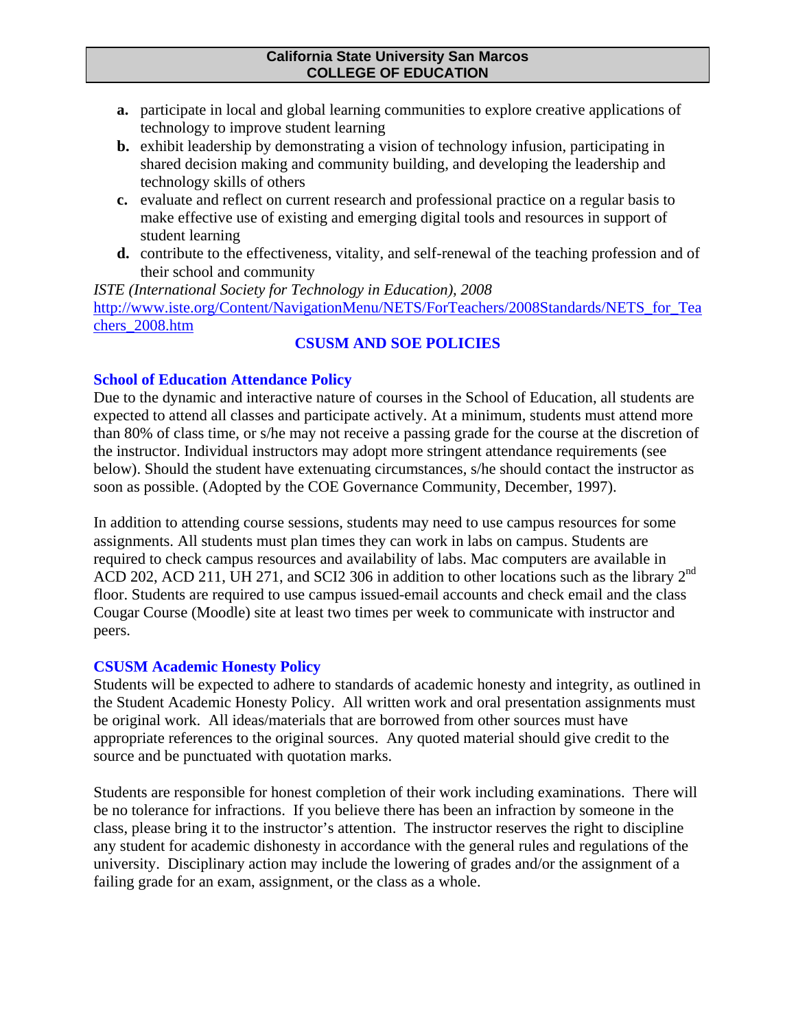**a.** participate in local and global learning communities to explore creative applications of technology to improve student learning

**b.** exhibit leadership by demonstrating a vision of technology infusion, participating in shared decision making and community building, and developing the leadership and technology skills of others

**c.** evaluate and reflect on current research and professional practice on a regular basis to make effective use of existing and emerging digital tools and resources in support of student learning

**d.** contribute to the effectiveness, vitality, and self-renewal of the teaching profession and of their school and community

*ISTE (International Society for Technology in Education), 2008*
http://www.iste.org/Content/NavigationMenu/NETS/ForTeachers/2008Standards/NETS_for_Teachers_2008.htm

## CSUSM AND SOE POLICIES

### School of Education Attendance Policy

Due to the dynamic and interactive nature of courses in the School of Education, all students are expected to attend all classes and participate actively. At a minimum, students must attend more than 80% of class time, or s/he may not receive a passing grade for the course at the discretion of the instructor. Individual instructors may adopt more stringent attendance requirements (see below). Should the student have extenuating circumstances, s/he should contact the instructor as soon as possible. (Adopted by the COE Governance Community, December, 1997).

In addition to attending course sessions, students may need to use campus resources for some assignments. All students must plan times they can work in labs on campus. Students are required to check campus resources and availability of labs. Mac computers are available in ACD 202, ACD 211, UH 271, and SCI2 306 in addition to other locations such as the library 2nd floor. Students are required to use campus issued-email accounts and check email and the class Cougar Course (Moodle) site at least two times per week to communicate with instructor and peers.

### CSUSM Academic Honesty Policy

Students will be expected to adhere to standards of academic honesty and integrity, as outlined in the Student Academic Honesty Policy. All written work and oral presentation assignments must be original work. All ideas/materials that are borrowed from other sources must have appropriate references to the original sources. Any quoted material should give credit to the source and be punctuated with quotation marks.

Students are responsible for honest completion of their work including examinations. There will be no tolerance for infractions. If you believe there has been an infraction by someone in the class, please bring it to the instructor's attention. The instructor reserves the right to discipline any student for academic dishonesty in accordance with the general rules and regulations of the university. Disciplinary action may include the lowering of grades and/or the assignment of a failing grade for an exam, assignment, or the class as a whole.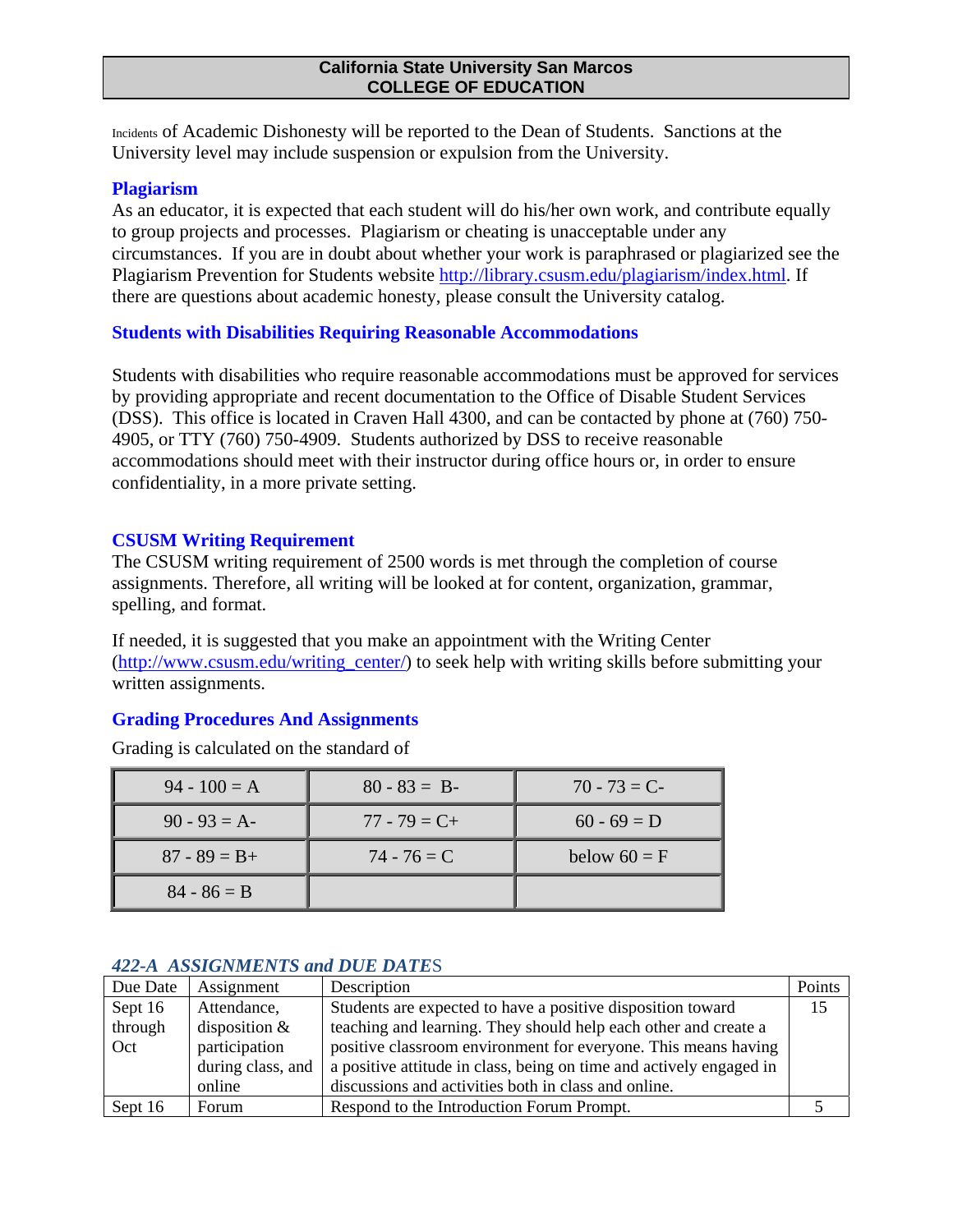Incidents of Academic Dishonesty will be reported to the Dean of Students. Sanctions at the University level may include suspension or expulsion from the University.

### Plagiarism

As an educator, it is expected that each student will do his/her own work, and contribute equally to group projects and processes. Plagiarism or cheating is unacceptable under any circumstances. If you are in doubt about whether your work is paraphrased or plagiarized see the Plagiarism Prevention for Students website http://library.csusm.edu/plagiarism/index.html. If there are questions about academic honesty, please consult the University catalog.

### Students with Disabilities Requiring Reasonable Accommodations

Students with disabilities who require reasonable accommodations must be approved for services by providing appropriate and recent documentation to the Office of Disable Student Services (DSS). This office is located in Craven Hall 4300, and can be contacted by phone at (760) 750-4905, or TTY (760) 750-4909. Students authorized by DSS to receive reasonable accommodations should meet with their instructor during office hours or, in order to ensure confidentiality, in a more private setting.

### CSUSM Writing Requirement

The CSUSM writing requirement of 2500 words is met through the completion of course assignments. Therefore, all writing will be looked at for content, organization, grammar, spelling, and format.

If needed, it is suggested that you make an appointment with the Writing Center (http://www.csusm.edu/writing_center/) to seek help with writing skills before submitting your written assignments.

### Grading Procedures And Assignments

Grading is calculated on the standard of

| | | |
|---|---|---|
| 94 - 100 = A | 80 - 83 = B- | 70 - 73 = C- |
| 90 - 93 = A- | 77 - 79 = C+ | 60 - 69 = D |
| 87 - 89 = B+ | 74 - 76 = C | below 60 = F |
| 84 - 86 = B | | |

### *422-A ASSIGNMENTS and DUE DATES*

| Due Date | Assignment | Description | Points |
|---|---|---|---|
| Sept 16 through Oct | Attendance, disposition & participation during class, and online | Students are expected to have a positive disposition toward teaching and learning. They should help each other and create a positive classroom environment for everyone. This means having a positive attitude in class, being on time and actively engaged in discussions and activities both in class and online. | 15 |
| Sept 16 | Forum | Respond to the Introduction Forum Prompt. | 5 |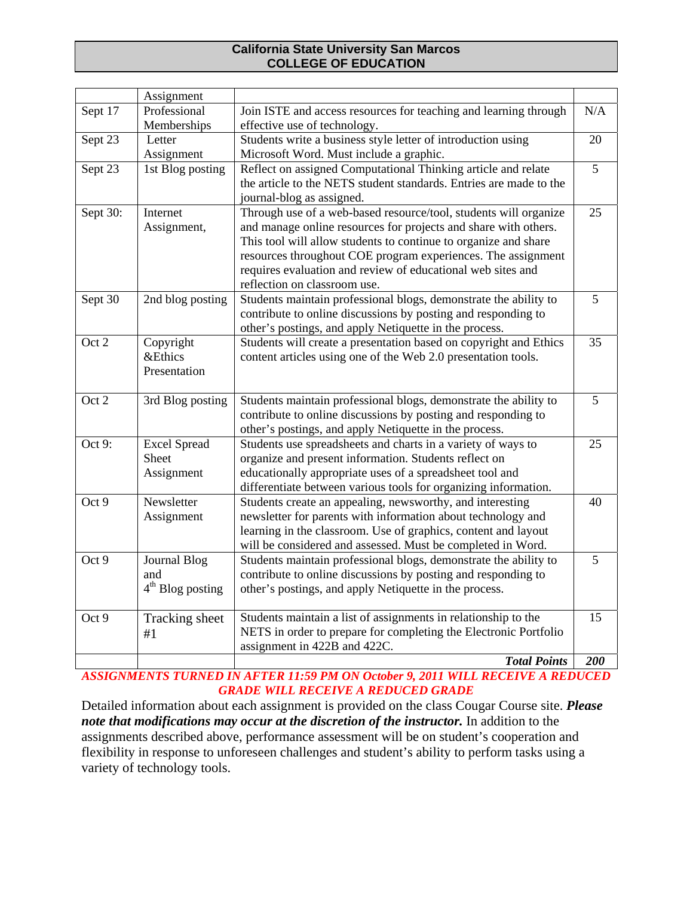| | Assignment | | |
|---|---|---|---|
| Sept 17 | Professional Memberships | Join ISTE and access resources for teaching and learning through effective use of technology. | N/A |
| Sept 23 | Letter Assignment | Students write a business style letter of introduction using Microsoft Word. Must include a graphic. | 20 |
| Sept 23 | 1st Blog posting | Reflect on assigned Computational Thinking article and relate the article to the NETS student standards. Entries are made to the journal-blog as assigned. | 5 |
| Sept 30: | Internet Assignment, | Through use of a web-based resource/tool, students will organize and manage online resources for projects and share with others. This tool will allow students to continue to organize and share resources throughout COE program experiences. The assignment requires evaluation and review of educational web sites and reflection on classroom use. | 25 |
| Sept 30 | 2nd blog posting | Students maintain professional blogs, demonstrate the ability to contribute to online discussions by posting and responding to other's postings, and apply Netiquette in the process. | 5 |
| Oct 2 | Copyright &Ethics Presentation | Students will create a presentation based on copyright and Ethics content articles using one of the Web 2.0 presentation tools. | 35 |
| Oct 2 | 3rd Blog posting | Students maintain professional blogs, demonstrate the ability to contribute to online discussions by posting and responding to other's postings, and apply Netiquette in the process. | 5 |
| Oct 9: | Excel Spread Sheet Assignment | Students use spreadsheets and charts in a variety of ways to organize and present information. Students reflect on educationally appropriate uses of a spreadsheet tool and differentiate between various tools for organizing information. | 25 |
| Oct 9 | Newsletter Assignment | Students create an appealing, newsworthy, and interesting newsletter for parents with information about technology and learning in the classroom. Use of graphics, content and layout will be considered and assessed. Must be completed in Word. | 40 |
| Oct 9 | Journal Blog and 4th Blog posting | Students maintain professional blogs, demonstrate the ability to contribute to online discussions by posting and responding to other's postings, and apply Netiquette in the process. | 5 |
| Oct 9 | Tracking sheet #1 | Students maintain a list of assignments in relationship to the NETS in order to prepare for completing the Electronic Portfolio assignment in 422B and 422C. | 15 |
| | | ***Total Points*** | ***200*** |

***ASSIGNMENTS TURNED IN AFTER 11:59 PM ON October 9, 2011 WILL RECEIVE A REDUCED GRADE WILL RECEIVE A REDUCED GRADE***

Detailed information about each assignment is provided on the class Cougar Course site. ***Please note that modifications may occur at the discretion of the instructor.*** In addition to the assignments described above, performance assessment will be on student's cooperation and flexibility in response to unforeseen challenges and student's ability to perform tasks using a variety of technology tools.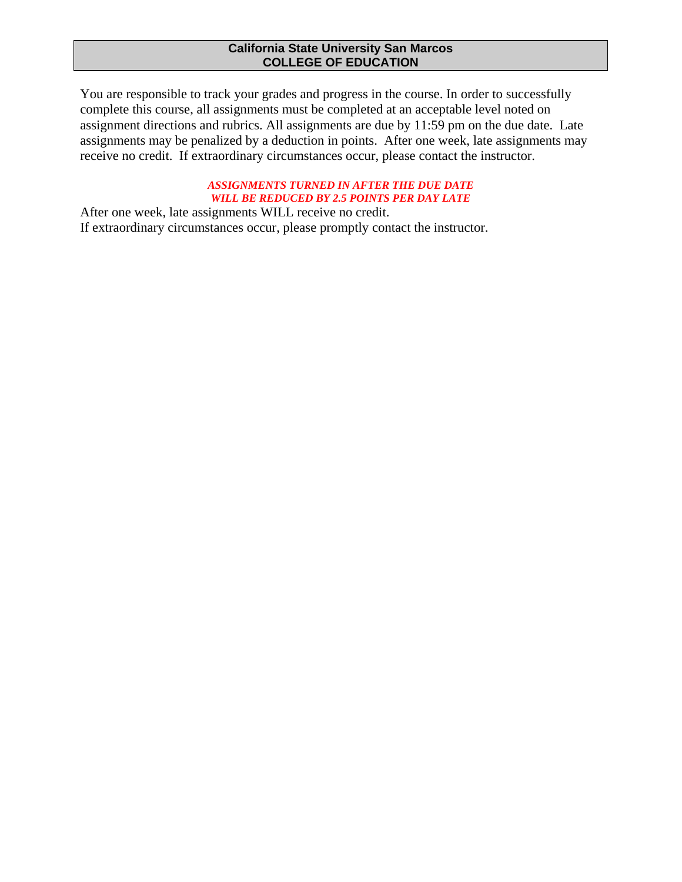You are responsible to track your grades and progress in the course. In order to successfully complete this course, all assignments must be completed at an acceptable level noted on assignment directions and rubrics. All assignments are due by 11:59 pm on the due date. Late assignments may be penalized by a deduction in points. After one week, late assignments may receive no credit. If extraordinary circumstances occur, please contact the instructor.

***ASSIGNMENTS TURNED IN AFTER THE DUE DATE WILL BE REDUCED BY 2.5 POINTS PER DAY LATE***

After one week, late assignments WILL receive no credit.
If extraordinary circumstances occur, please promptly contact the instructor.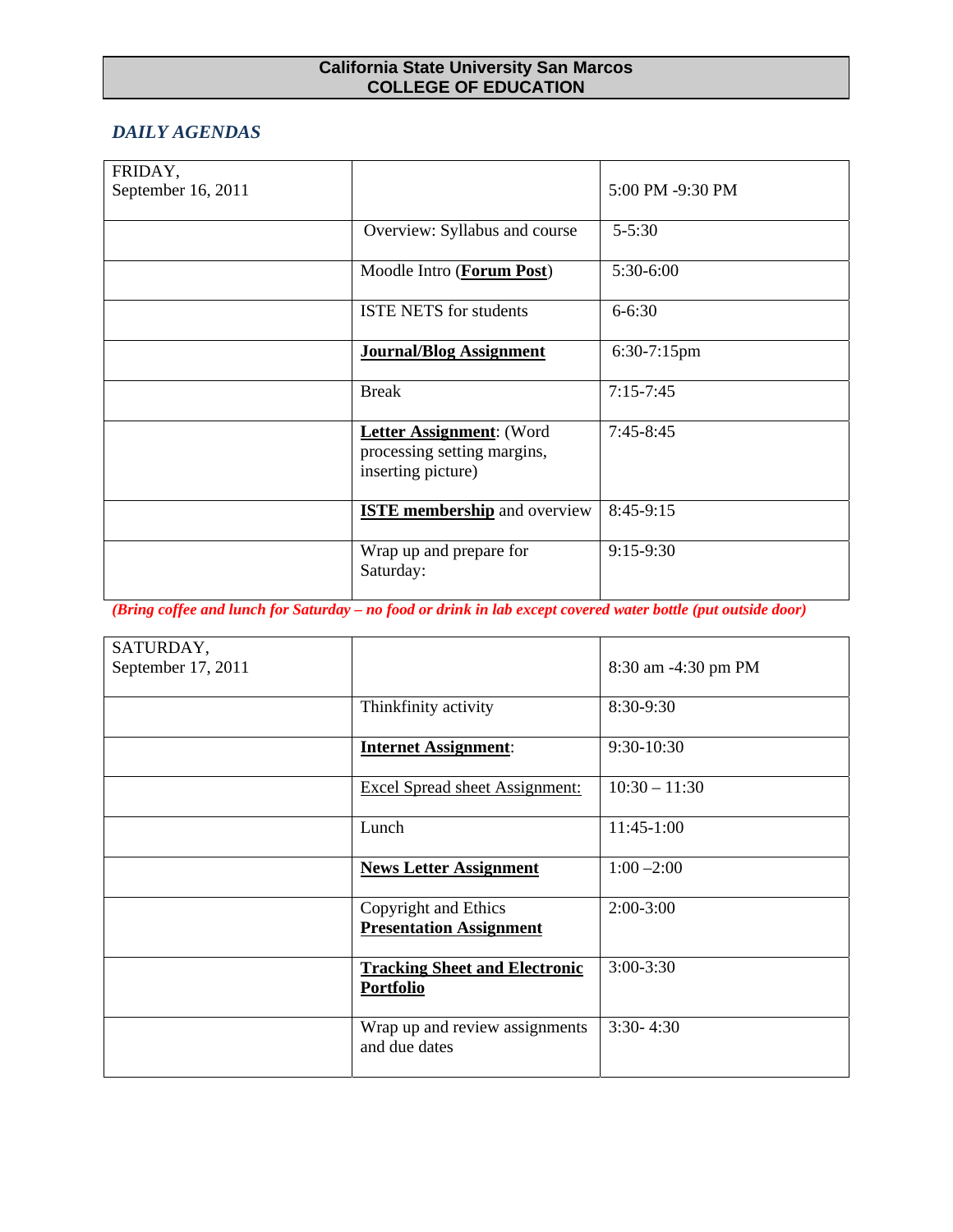**California State University San Marcos**
**COLLEGE OF EDUCATION**

## *DAILY AGENDAS*

| | | |
|---|---|---|
| FRIDAY, September 16, 2011 | | 5:00 PM -9:30 PM |
| | Overview: Syllabus and course | 5-5:30 |
| | Moodle Intro (**Forum Post**) | 5:30-6:00 |
| | ISTE NETS for students | 6-6:30 |
| | **Journal/Blog Assignment** | 6:30-7:15pm |
| | Break | 7:15-7:45 |
| | **Letter Assignment**: (Word processing setting margins, inserting picture) | 7:45-8:45 |
| | **ISTE membership** and overview | 8:45-9:15 |
| | Wrap up and prepare for Saturday: | 9:15-9:30 |

***(Bring coffee and lunch for Saturday – no food or drink in lab except covered water bottle (put outside door)***

| | | |
|---|---|---|
| SATURDAY, September 17, 2011 | | 8:30 am -4:30 pm PM |
| | Thinkfinity activity | 8:30-9:30 |
| | **Internet Assignment**: | 9:30-10:30 |
| | Excel Spread sheet Assignment: | 10:30 – 11:30 |
| | Lunch | 11:45-1:00 |
| | **News Letter Assignment** | 1:00 –2:00 |
| | Copyright and Ethics **Presentation Assignment** | 2:00-3:00 |
| | **Tracking Sheet and Electronic Portfolio** | 3:00-3:30 |
| | Wrap up and review assignments and due dates | 3:30- 4:30 |